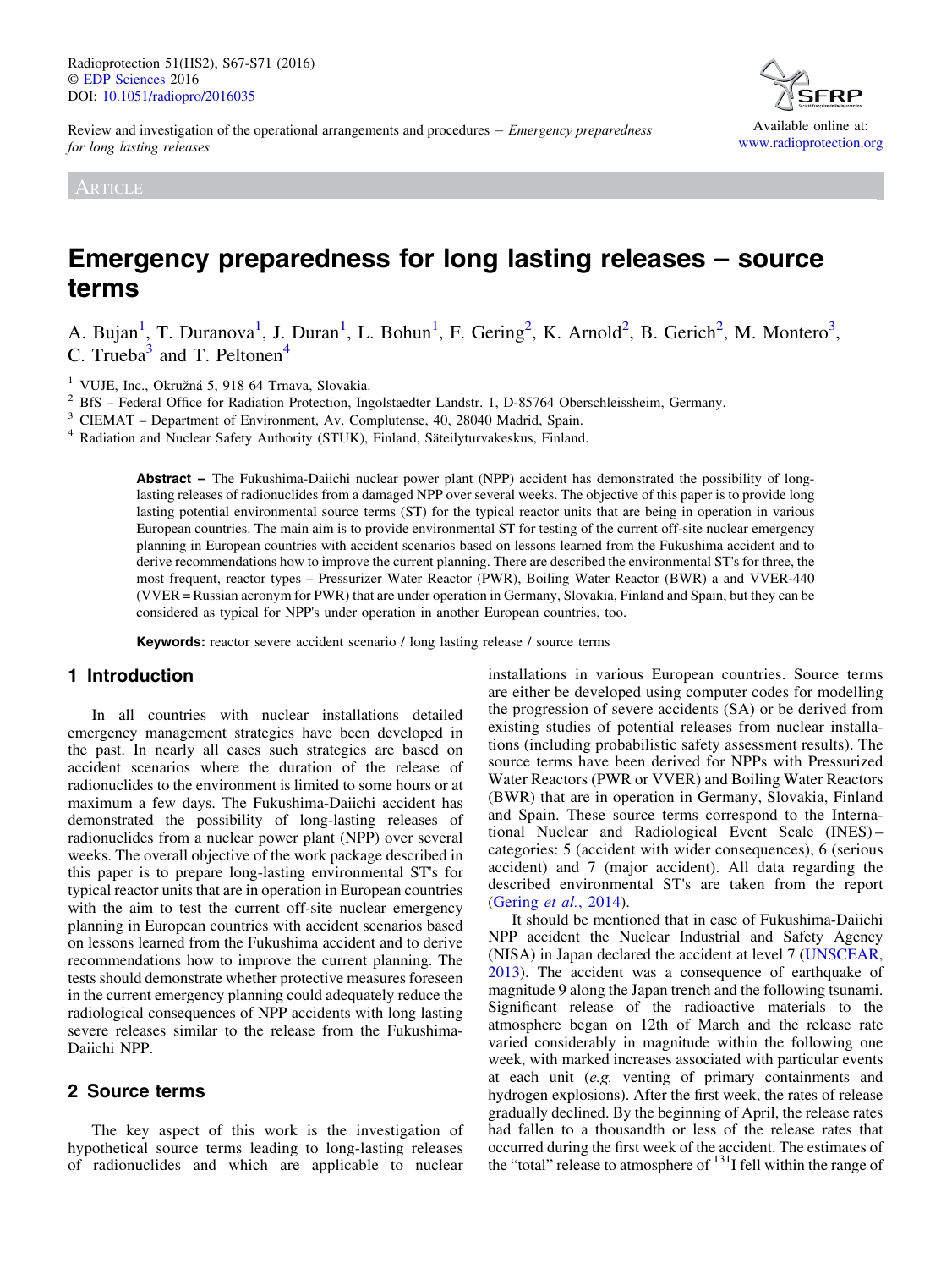Review and investigation of the operational arrangements and procedures – *Emergency preparedness for long lasting releases*

ARTICLE

# Emergency preparedness for long lasting releases – source terms

A. Bujan[1], T. Duranova[1], J. Duran[1], L. Bohun[1], F. Gering[2], K. Arnold[2], B. Gerich[2], M. Montero[3], C. Trueba[3] and T. Peltonen[4]

[1] VUJE, Inc., Okružná 5, 918 64 Trnava, Slovakia.
[2] BfS – Federal Office for Radiation Protection, Ingolstaedter Landstr. 1, D-85764 Oberschleissheim, Germany.
[3] CIEMAT – Department of Environment, Av. Complutense, 40, 28040 Madrid, Spain.
[4] Radiation and Nuclear Safety Authority (STUK), Finland, Säteilyturvakeskus, Finland.

**Abstract –** The Fukushima-Daiichi nuclear power plant (NPP) accident has demonstrated the possibility of long-lasting releases of radionuclides from a damaged NPP over several weeks. The objective of this paper is to provide long lasting potential environmental source terms (ST) for the typical reactor units that are being in operation in various European countries. The main aim is to provide environmental ST for testing of the current off-site nuclear emergency planning in European countries with accident scenarios based on lessons learned from the Fukushima accident and to derive recommendations how to improve the current planning. There are described the environmental ST's for three, the most frequent, reactor types – Pressurizer Water Reactor (PWR), Boiling Water Reactor (BWR) a and VVER-440 (VVER = Russian acronym for PWR) that are under operation in Germany, Slovakia, Finland and Spain, but they can be considered as typical for NPP's under operation in another European countries, too.

**Keywords:** reactor severe accident scenario / long lasting release / source terms

## 1 Introduction

In all countries with nuclear installations detailed emergency management strategies have been developed in the past. In nearly all cases such strategies are based on accident scenarios where the duration of the release of radionuclides to the environment is limited to some hours or at maximum a few days. The Fukushima-Daiichi accident has demonstrated the possibility of long-lasting releases of radionuclides from a nuclear power plant (NPP) over several weeks. The overall objective of the work package described in this paper is to prepare long-lasting environmental ST's for typical reactor units that are in operation in European countries with the aim to test the current off-site nuclear emergency planning in European countries with accident scenarios based on lessons learned from the Fukushima accident and to derive recommendations how to improve the current planning. The tests should demonstrate whether protective measures foreseen in the current emergency planning could adequately reduce the radiological consequences of NPP accidents with long lasting severe releases similar to the release from the Fukushima-Daiichi NPP.

## 2 Source terms

The key aspect of this work is the investigation of hypothetical source terms leading to long-lasting releases of radionuclides and which are applicable to nuclear installations in various European countries. Source terms are either be developed using computer codes for modelling the progression of severe accidents (SA) or be derived from existing studies of potential releases from nuclear installations (including probabilistic safety assessment results). The source terms have been derived for NPPs with Pressurized Water Reactors (PWR or VVER) and Boiling Water Reactors (BWR) that are in operation in Germany, Slovakia, Finland and Spain. These source terms correspond to the International Nuclear and Radiological Event Scale (INES) – categories: 5 (accident with wider consequences), 6 (serious accident) and 7 (major accident). All data regarding the described environmental ST's are taken from the report (Gering *et al.*, 2014).

It should be mentioned that in case of Fukushima-Daiichi NPP accident the Nuclear Industrial and Safety Agency (NISA) in Japan declared the accident at level 7 (UNSCEAR, 2013). The accident was a consequence of earthquake of magnitude 9 along the Japan trench and the following tsunami. Significant release of the radioactive materials to the atmosphere began on 12th of March and the release rate varied considerably in magnitude within the following one week, with marked increases associated with particular events at each unit (*e.g.* venting of primary containments and hydrogen explosions). After the first week, the rates of release gradually declined. By the beginning of April, the release rates had fallen to a thousandth or less of the release rates that occurred during the first week of the accident. The estimates of the "total" release to atmosphere of $^{131}$I fell within the range of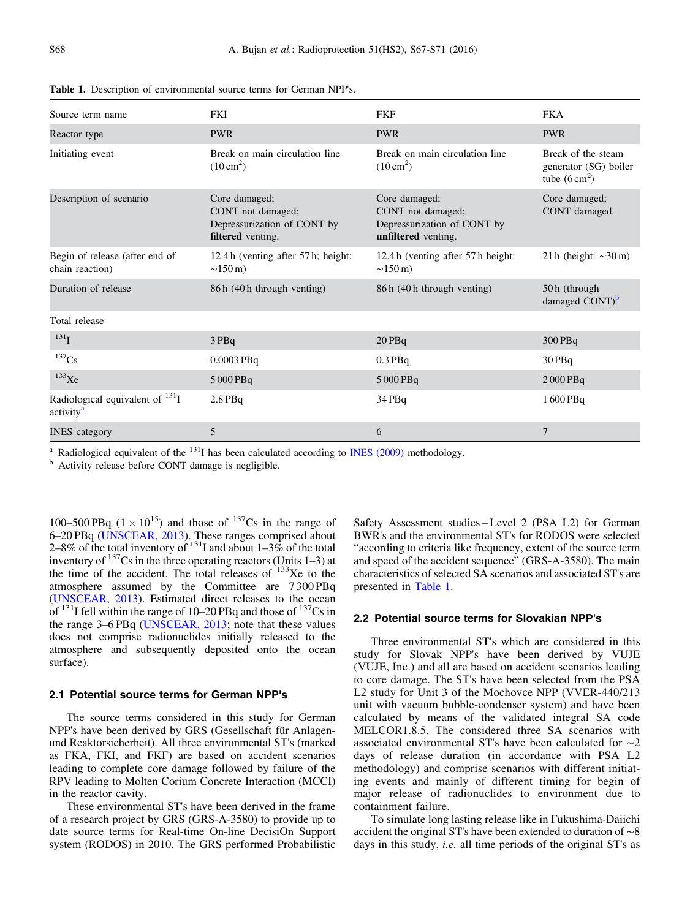**Table 1.** Description of environmental source terms for German NPP's.

| Source term name | FKI | FKF | FKA |
|---|---|---|---|
| Reactor type | PWR | PWR | PWR |
| Initiating event | Break on main circulation line ($10\,cm^2$) | Break on main circulation line ($10\,cm^2$) | Break of the steam generator (SG) boiler tube ($6\,cm^2$) |
| Description of scenario | Core damaged; CONT not damaged; Depressurization of CONT by **filtered** venting. | Core damaged; CONT not damaged; Depressurization of CONT by **unfiltered** venting. | Core damaged; CONT damaged. |
| Begin of release (after end of chain reaction) | 12.4 h (venting after 57 h; height: ~150 m) | 12.4 h (venting after 57 h height: ~150 m) | 21 h (height: ~30 m) |
| Duration of release | 86 h (40 h through venting) | 86 h (40 h through venting) | 50 h (through damaged CONT)[b] |
| Total release | | | |
| $^{131}$I | 3 PBq | 20 PBq | 300 PBq |
| $^{137}$Cs | 0.0003 PBq | 0.3 PBq | 30 PBq |
| $^{133}$Xe | 5 000 PBq | 5 000 PBq | 2 000 PBq |
| Radiological equivalent of $^{131}$I activity[a] | 2.8 PBq | 34 PBq | 1 600 PBq |
| INES category | 5 | 6 | 7 |

[a] Radiological equivalent of the $^{131}$I has been calculated according to INES (2009) methodology.
[b] Activity release before CONT damage is negligible.

100–500 PBq ($1 \times 10^{15}$) and those of $^{137}$Cs in the range of 6–20 PBq (UNSCEAR, 2013). These ranges comprised about 2–8% of the total inventory of $^{131}$I and about 1–3% of the total inventory of $^{137}$Cs in the three operating reactors (Units 1–3) at the time of the accident. The total releases of $^{133}$Xe to the atmosphere assumed by the Committee are 7 300 PBq (UNSCEAR, 2013). Estimated direct releases to the ocean of $^{131}$I fell within the range of 10–20 PBq and those of $^{137}$Cs in the range 3–6 PBq (UNSCEAR, 2013; note that these values does not comprise radionuclides initially released to the atmosphere and subsequently deposited onto the ocean surface).

## 2.1 Potential source terms for German NPP's

The source terms considered in this study for German NPP's have been derived by GRS (Gesellschaft für Anlagen- und Reaktorsicherheit). All three environmental ST's (marked as FKA, FKI, and FKF) are based on accident scenarios leading to complete core damage followed by failure of the RPV leading to Molten Corium Concrete Interaction (MCCI) in the reactor cavity.

These environmental ST's have been derived in the frame of a research project by GRS (GRS-A-3580) to provide up to date source terms for Real-time On-line DecisiOn Support system (RODOS) in 2010. The GRS performed Probabilistic Safety Assessment studies – Level 2 (PSA L2) for German BWR's and the environmental ST's for RODOS were selected "according to criteria like frequency, extent of the source term and speed of the accident sequence" (GRS-A-3580). The main characteristics of selected SA scenarios and associated ST's are presented in Table 1.

## 2.2 Potential source terms for Slovakian NPP's

Three environmental ST's which are considered in this study for Slovak NPP's have been derived by VUJE (VUJE, Inc.) and all are based on accident scenarios leading to core damage. The ST's have been selected from the PSA L2 study for Unit 3 of the Mochovce NPP (VVER-440/213 unit with vacuum bubble-condenser system) and have been calculated by means of the validated integral SA code MELCOR1.8.5. The considered three SA scenarios with associated environmental ST's have been calculated for ~2 days of release duration (in accordance with PSA L2 methodology) and comprise scenarios with different initiating events and mainly of different timing for begin of major release of radionuclides to environment due to containment failure.

To simulate long lasting release like in Fukushima-Daiichi accident the original ST's have been extended to duration of ~8 days in this study, *i.e.* all time periods of the original ST's as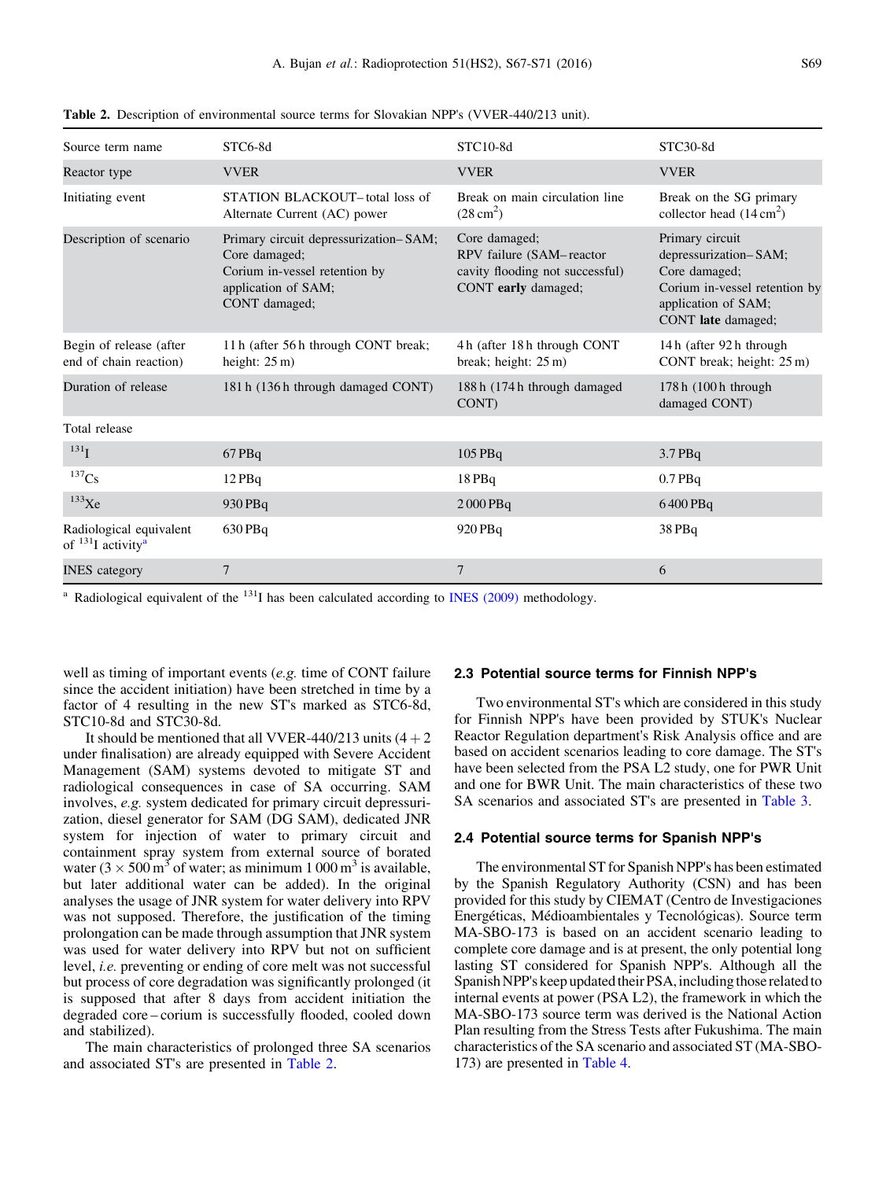**Table 2.** Description of environmental source terms for Slovakian NPP's (VVER-440/213 unit).

| Source term name | STC6-8d | STC10-8d | STC30-8d |
|---|---|---|---|
| Reactor type | VVER | VVER | VVER |
| Initiating event | STATION BLACKOUT– total loss of Alternate Current (AC) power | Break on main circulation line ($28\,cm^2$) | Break on the SG primary collector head ($14\,cm^2$) |
| Description of scenario | Primary circuit depressurization– SAM; Core damaged; Corium in-vessel retention by application of SAM; CONT damaged; | Core damaged; RPV failure (SAM– reactor cavity flooding not successful) CONT **early** damaged; | Primary circuit depressurization– SAM; Core damaged; Corium in-vessel retention by application of SAM; CONT **late** damaged; |
| Begin of release (after end of chain reaction) | 11 h (after 56 h through CONT break; height: 25 m) | 4 h (after 18 h through CONT break; height: 25 m) | 14 h (after 92 h through CONT break; height: 25 m) |
| Duration of release | 181 h (136 h through damaged CONT) | 188 h (174 h through damaged CONT) | 178 h (100 h through damaged CONT) |
| Total release | | | |
| $^{131}I$ | 67 PBq | 105 PBq | 3.7 PBq |
| $^{137}Cs$ | 12 PBq | 18 PBq | 0.7 PBq |
| $^{133}Xe$ | 930 PBq | 2 000 PBq | 6 400 PBq |
| Radiological equivalent of $^{131}I$ activity[a] | 630 PBq | 920 PBq | 38 PBq |
| INES category | 7 | 7 | 6 |

[a] Radiological equivalent of the $^{131}I$ has been calculated according to INES (2009) methodology.

well as timing of important events (*e.g.* time of CONT failure since the accident initiation) have been stretched in time by a factor of 4 resulting in the new ST's marked as STC6-8d, STC10-8d and STC30-8d.

It should be mentioned that all VVER-440/213 units (4 + 2 under finalisation) are already equipped with Severe Accident Management (SAM) systems devoted to mitigate ST and radiological consequences in case of SA occurring. SAM involves, *e.g.* system dedicated for primary circuit depressurization, diesel generator for SAM (DG SAM), dedicated JNR system for injection of water to primary circuit and containment spray system from external source of borated water ($3 \times 500\,m^3$ of water; as minimum $1\,000\,m^3$ is available, but later additional water can be added). In the original analyses the usage of JNR system for water delivery into RPV was not supposed. Therefore, the justification of the timing prolongation can be made through assumption that JNR system was used for water delivery into RPV but not on sufficient level, *i.e.* preventing or ending of core melt was not successful but process of core degradation was significantly prolonged (it is supposed that after 8 days from accident initiation the degraded core – corium is successfully flooded, cooled down and stabilized).

The main characteristics of prolonged three SA scenarios and associated ST's are presented in Table 2.

### 2.3 Potential source terms for Finnish NPP's

Two environmental ST's which are considered in this study for Finnish NPP's have been provided by STUK's Nuclear Reactor Regulation department's Risk Analysis office and are based on accident scenarios leading to core damage. The ST's have been selected from the PSA L2 study, one for PWR Unit and one for BWR Unit. The main characteristics of these two SA scenarios and associated ST's are presented in Table 3.

### 2.4 Potential source terms for Spanish NPP's

The environmental ST for Spanish NPP's has been estimated by the Spanish Regulatory Authority (CSN) and has been provided for this study by CIEMAT (Centro de Investigaciones Energéticas, Médioambientales y Tecnológicas). Source term MA-SBO-173 is based on an accident scenario leading to complete core damage and is at present, the only potential long lasting ST considered for Spanish NPP's. Although all the Spanish NPP's keep updated their PSA, including those related to internal events at power (PSA L2), the framework in which the MA-SBO-173 source term was derived is the National Action Plan resulting from the Stress Tests after Fukushima. The main characteristics of the SA scenario and associated ST (MA-SBO-173) are presented in Table 4.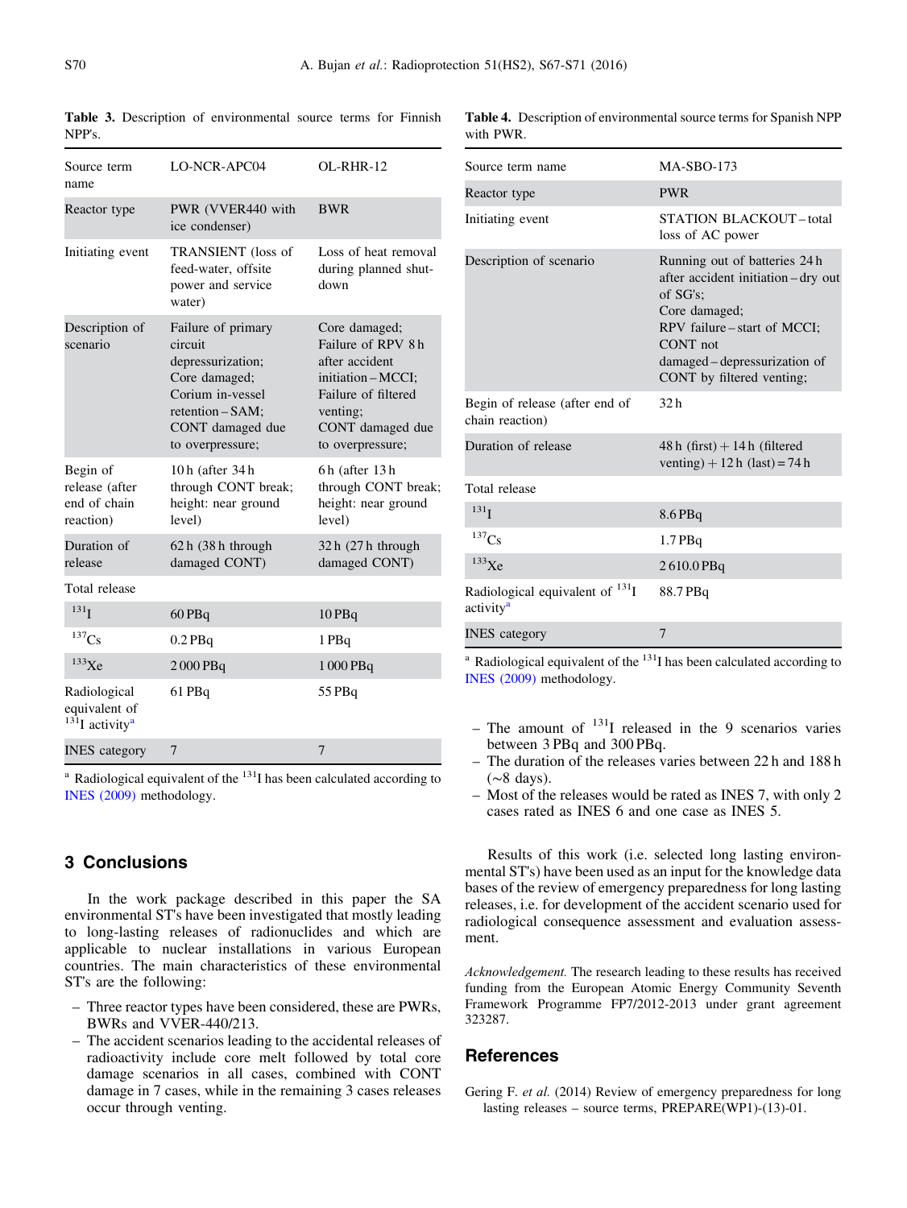**Table 3.** Description of environmental source terms for Finnish NPP's.

| Source term name | LO-NCR-APC04 | OL-RHR-12 |
|---|---|---|
| Reactor type | PWR (VVER440 with ice condenser) | BWR |
| Initiating event | TRANSIENT (loss of feed-water, offsite power and service water) | Loss of heat removal during planned shut-down |
| Description of scenario | Failure of primary circuit depressurization; Core damaged; Corium in-vessel retention – SAM; CONT damaged due to overpressure; | Core damaged; Failure of RPV 8 h after accident initiation – MCCI; Failure of filtered venting; CONT damaged due to overpressure; |
| Begin of release (after end of chain reaction) | 10 h (after 34 h through CONT break; height: near ground level) | 6 h (after 13 h through CONT break; height: near ground level) |
| Duration of release | 62 h (38 h through damaged CONT) | 32 h (27 h through damaged CONT) |
| Total release | | |
| $^{131}$I | 60 PBq | 10 PBq |
| $^{137}$Cs | 0.2 PBq | 1 PBq |
| $^{133}$Xe | 2 000 PBq | 1 000 PBq |
| Radiological equivalent of $^{131}$I activity[a] | 61 PBq | 55 PBq |
| INES category | 7 | 7 |

[a] Radiological equivalent of the $^{131}$I has been calculated according to INES (2009) methodology.

**Table 4.** Description of environmental source terms for Spanish NPP with PWR.

| Source term name | MA-SBO-173 |
|---|---|
| Reactor type | PWR |
| Initiating event | STATION BLACKOUT – total loss of AC power |
| Description of scenario | Running out of batteries 24 h after accident initiation – dry out of SG's; Core damaged; RPV failure – start of MCCI; CONT not damaged – depressurization of CONT by filtered venting; |
| Begin of release (after end of chain reaction) | 32 h |
| Duration of release | 48 h (first) + 14 h (filtered venting) + 12 h (last) = 74 h |
| Total release | |
| $^{131}$I | 8.6 PBq |
| $^{137}$Cs | 1.7 PBq |
| $^{133}$Xe | 2 610.0 PBq |
| Radiological equivalent of $^{131}$I activity[a] | 88.7 PBq |
| INES category | 7 |

[a] Radiological equivalent of the $^{131}$I has been calculated according to INES (2009) methodology.

## 3 Conclusions

In the work package described in this paper the SA environmental ST's have been investigated that mostly leading to long-lasting releases of radionuclides and which are applicable to nuclear installations in various European countries. The main characteristics of these environmental ST's are the following:

- Three reactor types have been considered, these are PWRs, BWRs and VVER-440/213.
- The accident scenarios leading to the accidental releases of radioactivity include core melt followed by total core damage scenarios in all cases, combined with CONT damage in 7 cases, while in the remaining 3 cases releases occur through venting.
- The amount of $^{131}$I released in the 9 scenarios varies between 3 PBq and 300 PBq.
- The duration of the releases varies between 22 h and 188 h (~8 days).
- Most of the releases would be rated as INES 7, with only 2 cases rated as INES 6 and one case as INES 5.

Results of this work (i.e. selected long lasting environmental ST's) have been used as an input for the knowledge data bases of the review of emergency preparedness for long lasting releases, i.e. for development of the accident scenario used for radiological consequence assessment and evaluation assessment.

*Acknowledgement.* The research leading to these results has received funding from the European Atomic Energy Community Seventh Framework Programme FP7/2012-2013 under grant agreement 323287.

## References

Gering F. *et al.* (2014) Review of emergency preparedness for long lasting releases – source terms, PREPARE(WP1)-(13)-01.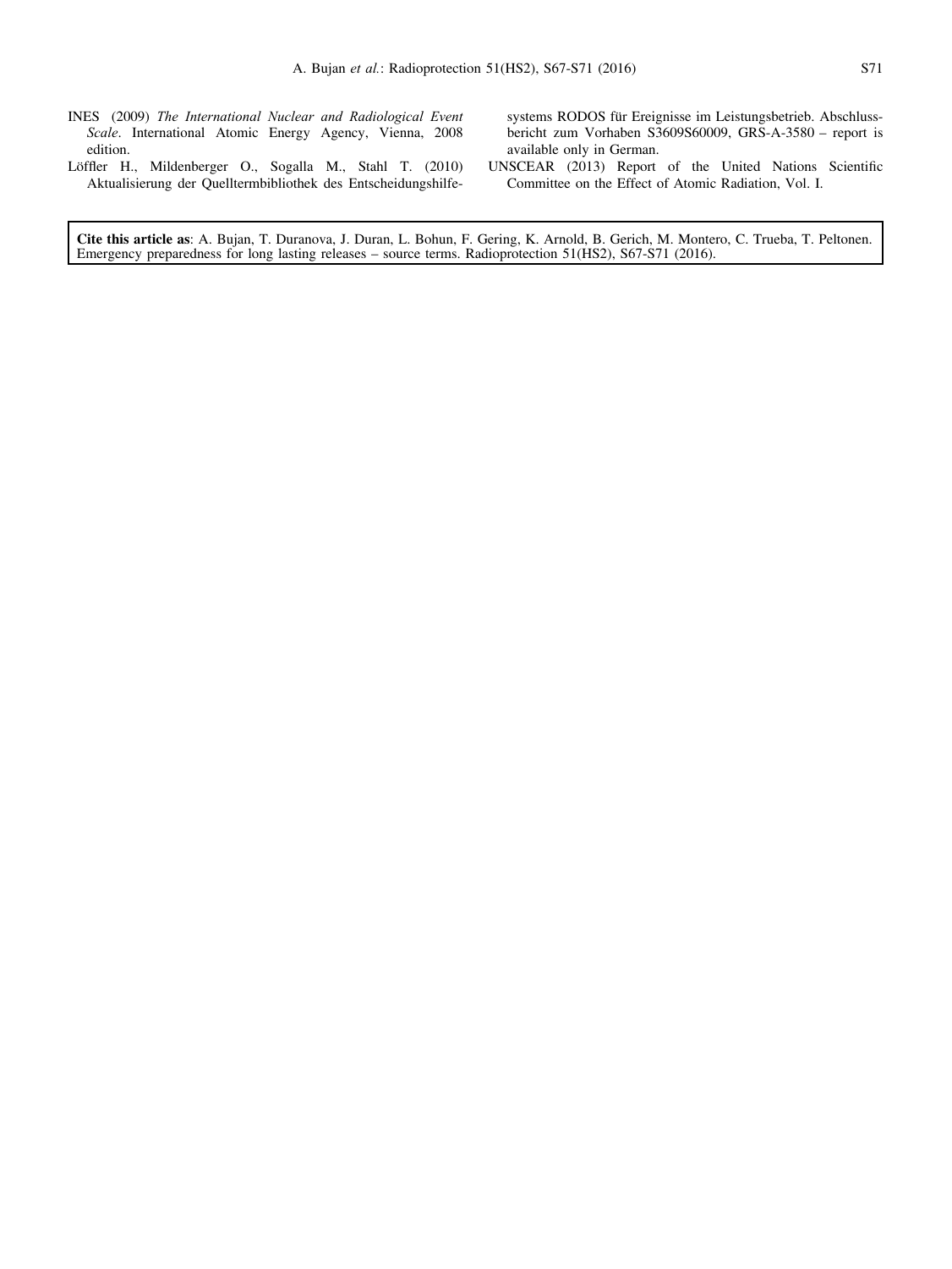INES (2009) *The International Nuclear and Radiological Event Scale*. International Atomic Energy Agency, Vienna, 2008 edition.

Löffler H., Mildenberger O., Sogalla M., Stahl T. (2010) Aktualisierung der Quelltermbibliothek des Entscheidungshilfesystems RODOS für Ereignisse im Leistungsbetrieb. Abschlussbericht zum Vorhaben S3609S60009, GRS-A-3580 – report is available only in German.

UNSCEAR (2013) Report of the United Nations Scientific Committee on the Effect of Atomic Radiation, Vol. I.

**Cite this article as**: A. Bujan, T. Duranova, J. Duran, L. Bohun, F. Gering, K. Arnold, B. Gerich, M. Montero, C. Trueba, T. Peltonen. Emergency preparedness for long lasting releases – source terms. Radioprotection 51(HS2), S67-S71 (2016).